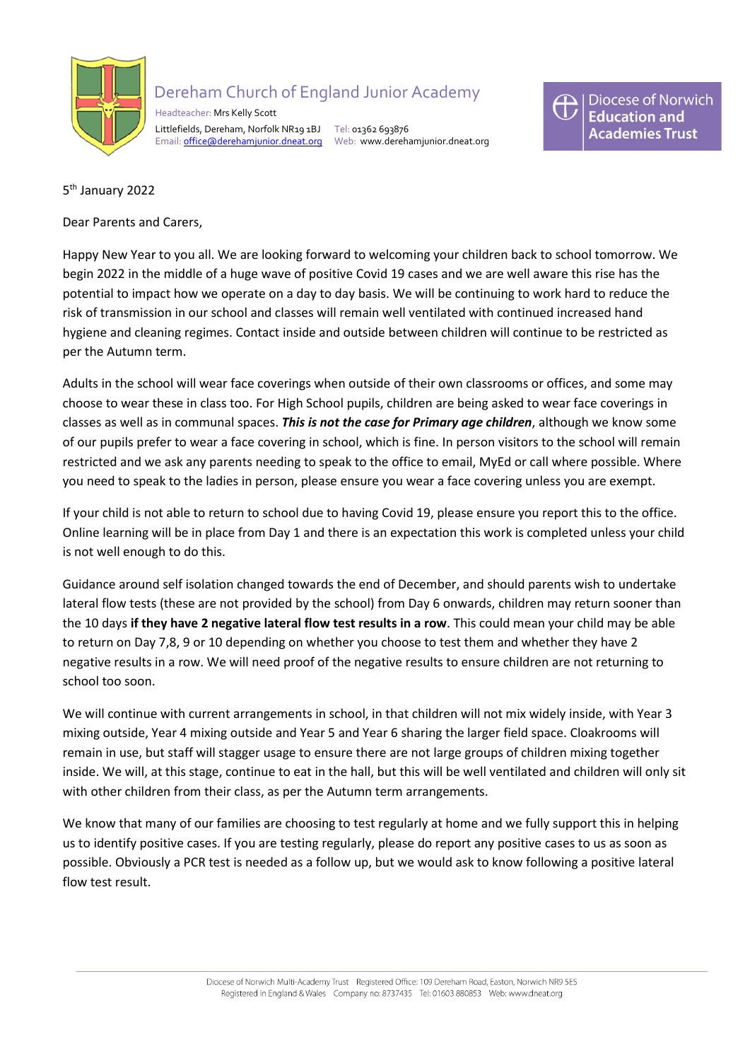# Dereham Church of England Junior Academy

Headteacher: Mrs Kelly Scott
Littlefields, Dereham, Norfolk NR19 1BJ Tel: 01362 693876
Email: office@derehamjunior.dneat.org Web: www.derehamjunior.dneat.org

Diocese of Norwich **Education and Academies Trust**

5th January 2022

Dear Parents and Carers,

Happy New Year to you all. We are looking forward to welcoming your children back to school tomorrow. We begin 2022 in the middle of a huge wave of positive Covid 19 cases and we are well aware this rise has the potential to impact how we operate on a day to day basis. We will be continuing to work hard to reduce the risk of transmission in our school and classes will remain well ventilated with continued increased hand hygiene and cleaning regimes. Contact inside and outside between children will continue to be restricted as per the Autumn term.

Adults in the school will wear face coverings when outside of their own classrooms or offices, and some may choose to wear these in class too. For High School pupils, children are being asked to wear face coverings in classes as well as in communal spaces. ***This is not the case for Primary age children***, although we know some of our pupils prefer to wear a face covering in school, which is fine. In person visitors to the school will remain restricted and we ask any parents needing to speak to the office to email, MyEd or call where possible. Where you need to speak to the ladies in person, please ensure you wear a face covering unless you are exempt.

If your child is not able to return to school due to having Covid 19, please ensure you report this to the office. Online learning will be in place from Day 1 and there is an expectation this work is completed unless your child is not well enough to do this.

Guidance around self isolation changed towards the end of December, and should parents wish to undertake lateral flow tests (these are not provided by the school) from Day 6 onwards, children may return sooner than the 10 days **if they have 2 negative lateral flow test results in a row**. This could mean your child may be able to return on Day 7,8, 9 or 10 depending on whether you choose to test them and whether they have 2 negative results in a row. We will need proof of the negative results to ensure children are not returning to school too soon.

We will continue with current arrangements in school, in that children will not mix widely inside, with Year 3 mixing outside, Year 4 mixing outside and Year 5 and Year 6 sharing the larger field space. Cloakrooms will remain in use, but staff will stagger usage to ensure there are not large groups of children mixing together inside. We will, at this stage, continue to eat in the hall, but this will be well ventilated and children will only sit with other children from their class, as per the Autumn term arrangements.

We know that many of our families are choosing to test regularly at home and we fully support this in helping us to identify positive cases. If you are testing regularly, please do report any positive cases to us as soon as possible. Obviously a PCR test is needed as a follow up, but we would ask to know following a positive lateral flow test result.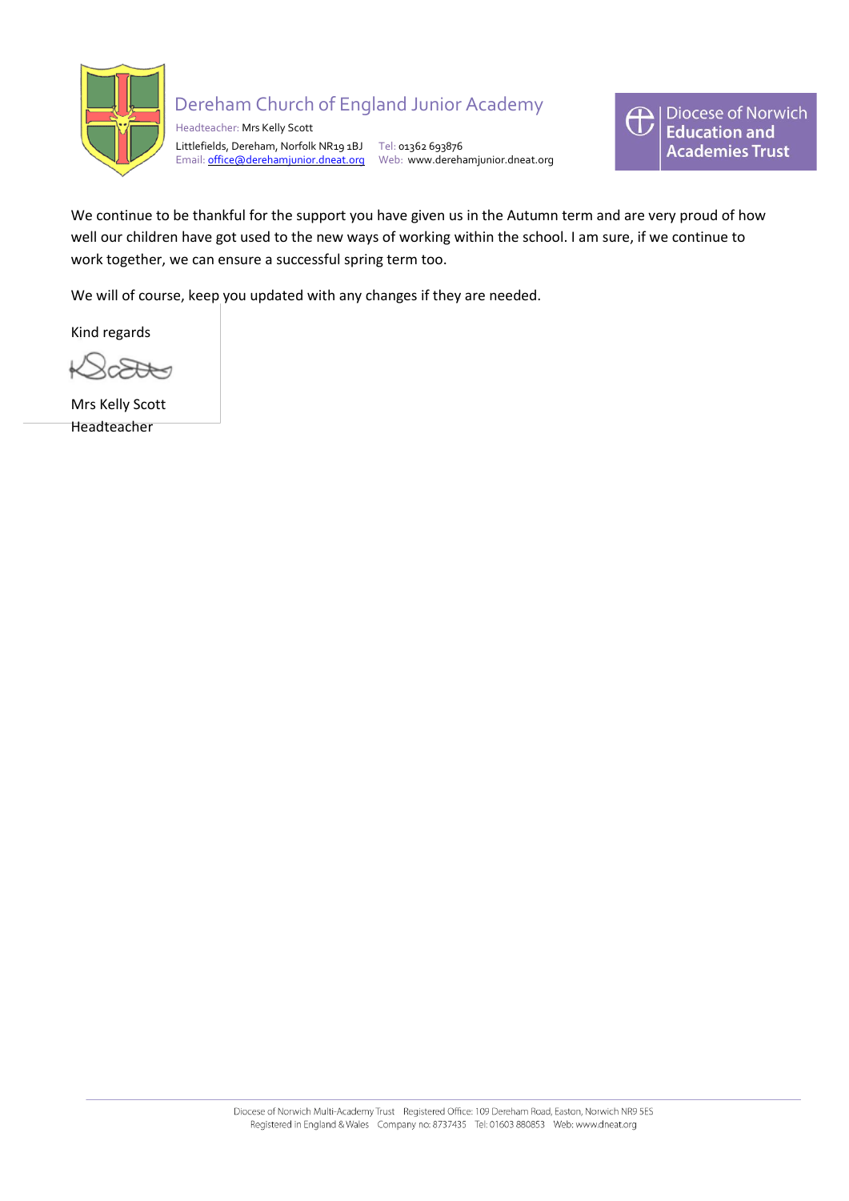Dereham Church of England Junior Academy

Headteacher: Mrs Kelly Scott

Littlefields, Dereham, Norfolk NR19 1BJ Tel: 01362 693876

Email: office@derehamjunior.dneat.org Web: www.derehamjunior.dneat.org

Diocese of Norwich **Education and Academies Trust**

We continue to be thankful for the support you have given us in the Autumn term and are very proud of how well our children have got used to the new ways of working within the school. I am sure, if we continue to work together, we can ensure a successful spring term too.

We will of course, keep you updated with any changes if they are needed.

Kind regards

Mrs Kelly Scott
Headteacher

Diocese of Norwich Multi-Academy Trust Registered Office: 109 Dereham Road, Easton, Norwich NR9 5ES
Registered in England & Wales Company no: 8737435 Tel: 01603 880853 Web: www.dneat.org